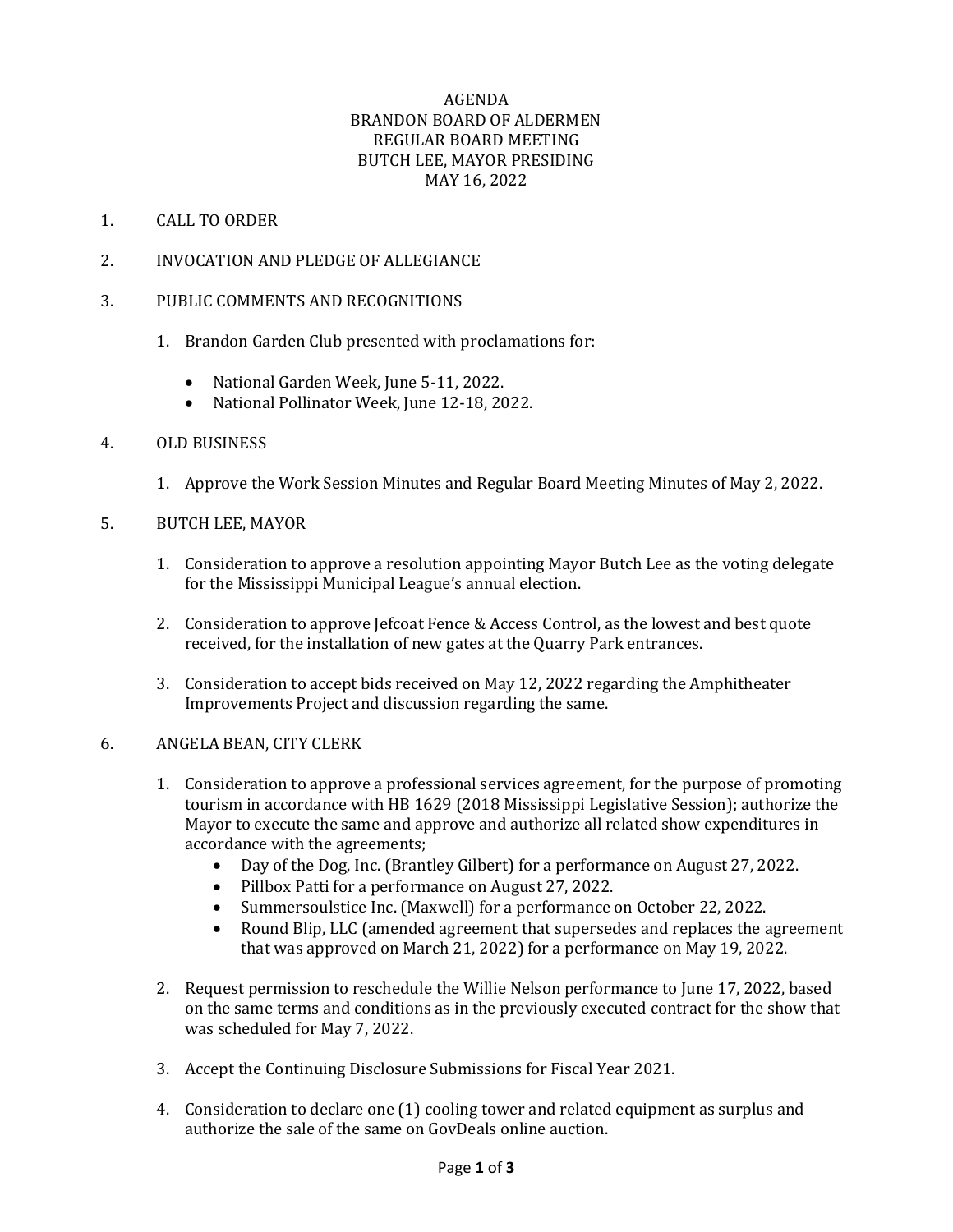# AGENDA
## BRANDON BOARD OF ALDERMEN
## REGULAR BOARD MEETING
## BUTCH LEE, MAYOR PRESIDING
## MAY 16, 2022

1. CALL TO ORDER

2. INVOCATION AND PLEDGE OF ALLEGIANCE

3. PUBLIC COMMENTS AND RECOGNITIONS

    1. Brandon Garden Club presented with proclamations for:

        - National Garden Week, June 5-11, 2022.
        - National Pollinator Week, June 12-18, 2022.

4. OLD BUSINESS

    1. Approve the Work Session Minutes and Regular Board Meeting Minutes of May 2, 2022.

5. BUTCH LEE, MAYOR

    1. Consideration to approve a resolution appointing Mayor Butch Lee as the voting delegate for the Mississippi Municipal League's annual election.

    2. Consideration to approve Jefcoat Fence & Access Control, as the lowest and best quote received, for the installation of new gates at the Quarry Park entrances.

    3. Consideration to accept bids received on May 12, 2022 regarding the Amphitheater Improvements Project and discussion regarding the same.

6. ANGELA BEAN, CITY CLERK

    1. Consideration to approve a professional services agreement, for the purpose of promoting tourism in accordance with HB 1629 (2018 Mississippi Legislative Session); authorize the Mayor to execute the same and approve and authorize all related show expenditures in accordance with the agreements;
        - Day of the Dog, Inc. (Brantley Gilbert) for a performance on August 27, 2022.
        - Pillbox Patti for a performance on August 27, 2022.
        - Summersoulstice Inc. (Maxwell) for a performance on October 22, 2022.
        - Round Blip, LLC (amended agreement that supersedes and replaces the agreement that was approved on March 21, 2022) for a performance on May 19, 2022.

    2. Request permission to reschedule the Willie Nelson performance to June 17, 2022, based on the same terms and conditions as in the previously executed contract for the show that was scheduled for May 7, 2022.

    3. Accept the Continuing Disclosure Submissions for Fiscal Year 2021.

    4. Consideration to declare one (1) cooling tower and related equipment as surplus and authorize the sale of the same on GovDeals online auction.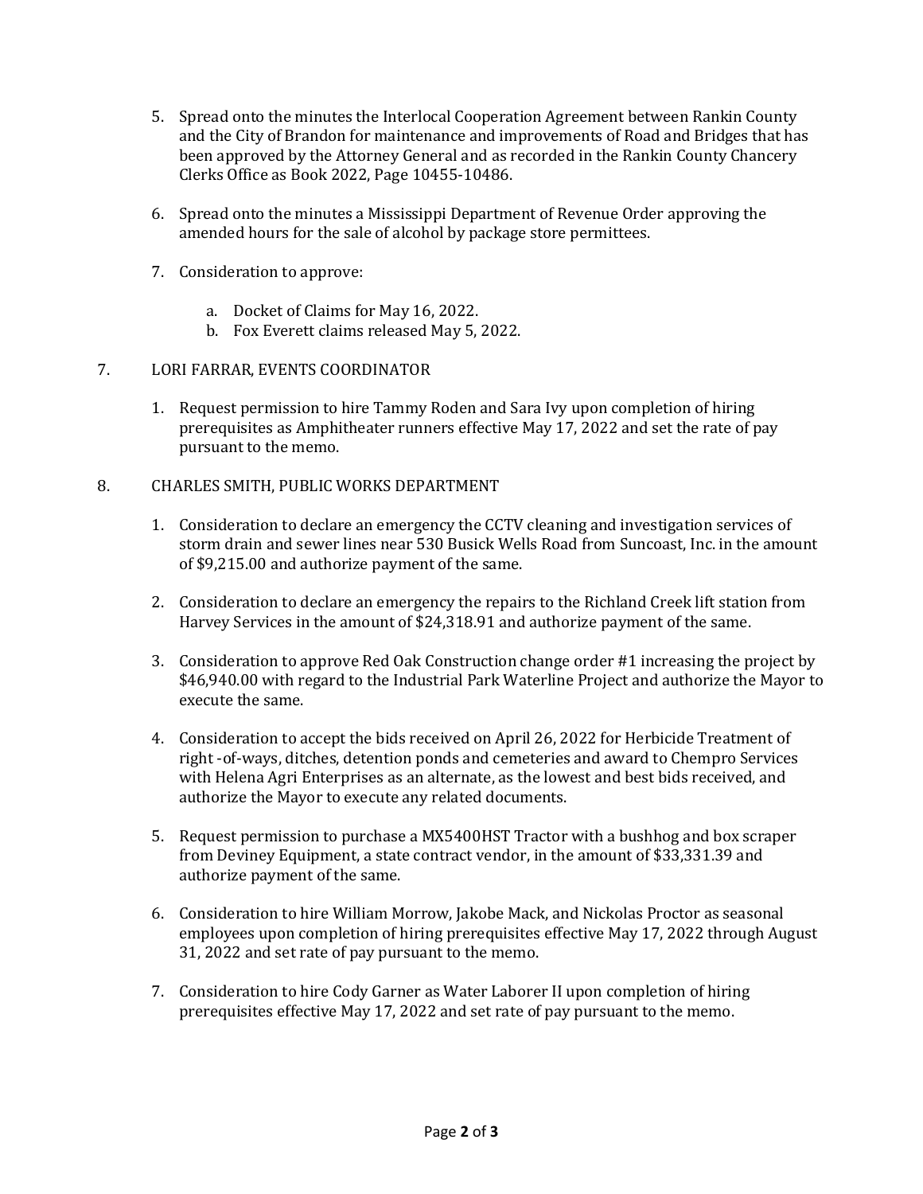5. Spread onto the minutes the Interlocal Cooperation Agreement between Rankin County and the City of Brandon for maintenance and improvements of Road and Bridges that has been approved by the Attorney General and as recorded in the Rankin County Chancery Clerks Office as Book 2022, Page 10455-10486.

6. Spread onto the minutes a Mississippi Department of Revenue Order approving the amended hours for the sale of alcohol by package store permittees.

7. Consideration to approve:

   a. Docket of Claims for May 16, 2022.
   b. Fox Everett claims released May 5, 2022.

7. LORI FARRAR, EVENTS COORDINATOR

   1. Request permission to hire Tammy Roden and Sara Ivy upon completion of hiring prerequisites as Amphitheater runners effective May 17, 2022 and set the rate of pay pursuant to the memo.

8. CHARLES SMITH, PUBLIC WORKS DEPARTMENT

   1. Consideration to declare an emergency the CCTV cleaning and investigation services of storm drain and sewer lines near 530 Busick Wells Road from Suncoast, Inc. in the amount of $9,215.00 and authorize payment of the same.

   2. Consideration to declare an emergency the repairs to the Richland Creek lift station from Harvey Services in the amount of $24,318.91 and authorize payment of the same.

   3. Consideration to approve Red Oak Construction change order #1 increasing the project by $46,940.00 with regard to the Industrial Park Waterline Project and authorize the Mayor to execute the same.

   4. Consideration to accept the bids received on April 26, 2022 for Herbicide Treatment of right -of-ways, ditches, detention ponds and cemeteries and award to Chempro Services with Helena Agri Enterprises as an alternate, as the lowest and best bids received, and authorize the Mayor to execute any related documents.

   5. Request permission to purchase a MX5400HST Tractor with a bushhog and box scraper from Deviney Equipment, a state contract vendor, in the amount of $33,331.39 and authorize payment of the same.

   6. Consideration to hire William Morrow, Jakobe Mack, and Nickolas Proctor as seasonal employees upon completion of hiring prerequisites effective May 17, 2022 through August 31, 2022 and set rate of pay pursuant to the memo.

   7. Consideration to hire Cody Garner as Water Laborer II upon completion of hiring prerequisites effective May 17, 2022 and set rate of pay pursuant to the memo.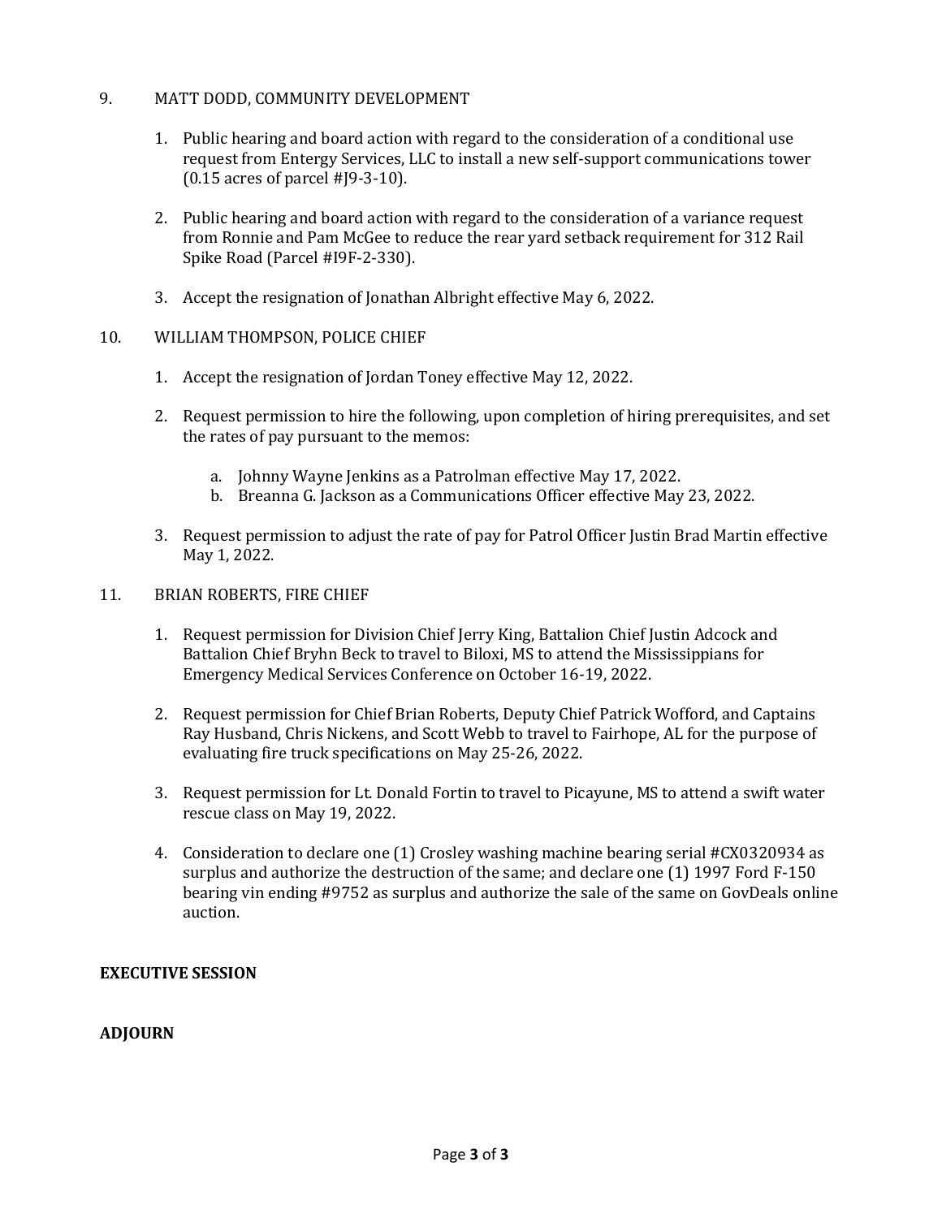9. MATT DODD, COMMUNITY DEVELOPMENT

   1. Public hearing and board action with regard to the consideration of a conditional use request from Entergy Services, LLC to install a new self-support communications tower (0.15 acres of parcel #J9-3-10).

   2. Public hearing and board action with regard to the consideration of a variance request from Ronnie and Pam McGee to reduce the rear yard setback requirement for 312 Rail Spike Road (Parcel #I9F-2-330).

   3. Accept the resignation of Jonathan Albright effective May 6, 2022.

10. WILLIAM THOMPSON, POLICE CHIEF

    1. Accept the resignation of Jordan Toney effective May 12, 2022.

    2. Request permission to hire the following, upon completion of hiring prerequisites, and set the rates of pay pursuant to the memos:

       a. Johnny Wayne Jenkins as a Patrolman effective May 17, 2022.
       b. Breanna G. Jackson as a Communications Officer effective May 23, 2022.

    3. Request permission to adjust the rate of pay for Patrol Officer Justin Brad Martin effective May 1, 2022.

11. BRIAN ROBERTS, FIRE CHIEF

    1. Request permission for Division Chief Jerry King, Battalion Chief Justin Adcock and Battalion Chief Bryhn Beck to travel to Biloxi, MS to attend the Mississippians for Emergency Medical Services Conference on October 16-19, 2022.

    2. Request permission for Chief Brian Roberts, Deputy Chief Patrick Wofford, and Captains Ray Husband, Chris Nickens, and Scott Webb to travel to Fairhope, AL for the purpose of evaluating fire truck specifications on May 25-26, 2022.

    3. Request permission for Lt. Donald Fortin to travel to Picayune, MS to attend a swift water rescue class on May 19, 2022.

    4. Consideration to declare one (1) Crosley washing machine bearing serial #CX0320934 as surplus and authorize the destruction of the same; and declare one (1) 1997 Ford F-150 bearing vin ending #9752 as surplus and authorize the sale of the same on GovDeals online auction.

**EXECUTIVE SESSION**

**ADJOURN**